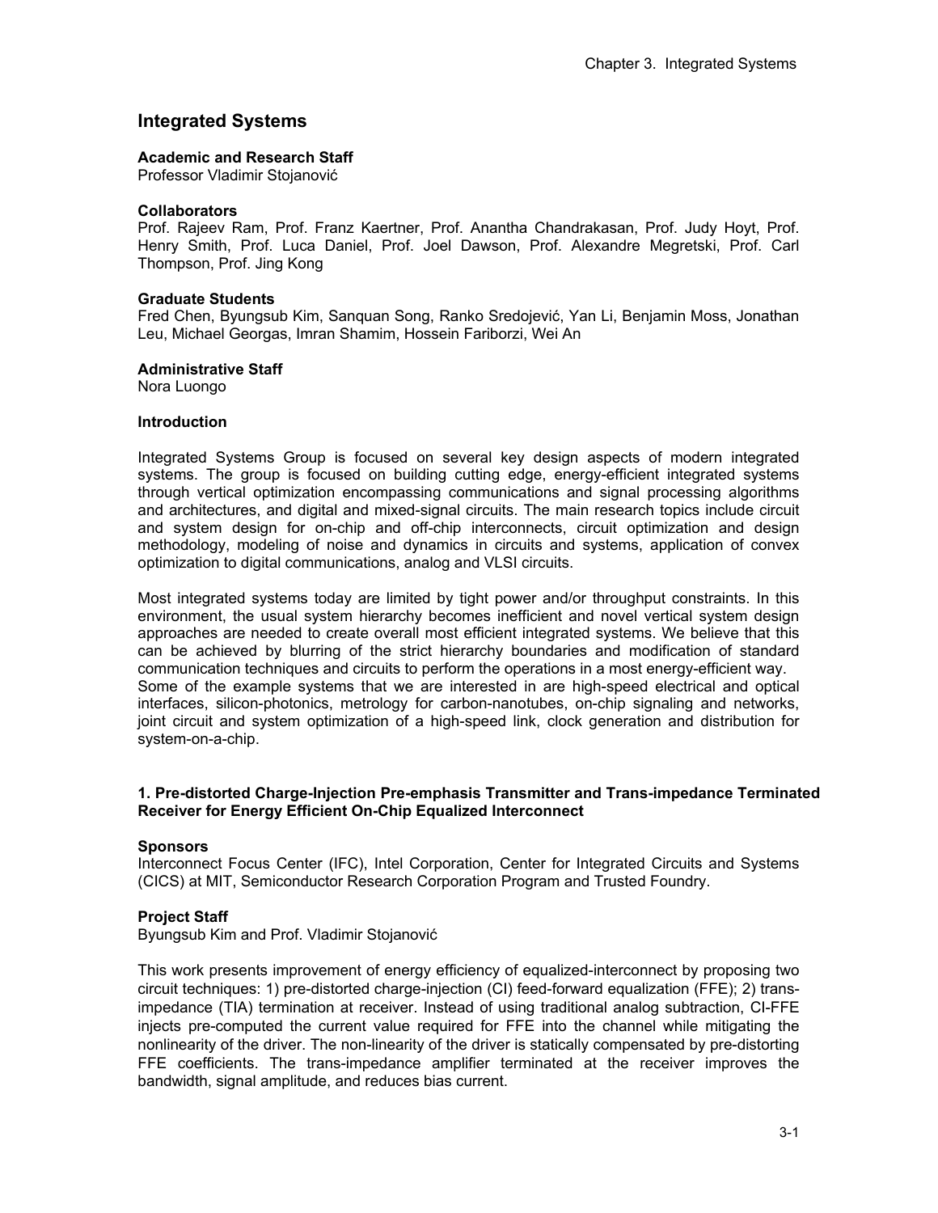# Integrated Systems

**Academic and Research Staff**
Professor Vladimir Stojanović

**Collaborators**
Prof. Rajeev Ram, Prof. Franz Kaertner, Prof. Anantha Chandrakasan, Prof. Judy Hoyt, Prof. Henry Smith, Prof. Luca Daniel, Prof. Joel Dawson, Prof. Alexandre Megretski, Prof. Carl Thompson, Prof. Jing Kong

**Graduate Students**
Fred Chen, Byungsub Kim, Sanquan Song, Ranko Sredojević, Yan Li, Benjamin Moss, Jonathan Leu, Michael Georgas, Imran Shamim, Hossein Fariborzi, Wei An

**Administrative Staff**
Nora Luongo

**Introduction**

Integrated Systems Group is focused on several key design aspects of modern integrated systems. The group is focused on building cutting edge, energy-efficient integrated systems through vertical optimization encompassing communications and signal processing algorithms and architectures, and digital and mixed-signal circuits. The main research topics include circuit and system design for on-chip and off-chip interconnects, circuit optimization and design methodology, modeling of noise and dynamics in circuits and systems, application of convex optimization to digital communications, analog and VLSI circuits.

Most integrated systems today are limited by tight power and/or throughput constraints. In this environment, the usual system hierarchy becomes inefficient and novel vertical system design approaches are needed to create overall most efficient integrated systems. We believe that this can be achieved by blurring of the strict hierarchy boundaries and modification of standard communication techniques and circuits to perform the operations in a most energy-efficient way. Some of the example systems that we are interested in are high-speed electrical and optical interfaces, silicon-photonics, metrology for carbon-nanotubes, on-chip signaling and networks, joint circuit and system optimization of a high-speed link, clock generation and distribution for system-on-a-chip.

**1. Pre-distorted Charge-Injection Pre-emphasis Transmitter and Trans-impedance Terminated Receiver for Energy Efficient On-Chip Equalized Interconnect**

**Sponsors**
Interconnect Focus Center (IFC), Intel Corporation, Center for Integrated Circuits and Systems (CICS) at MIT, Semiconductor Research Corporation Program and Trusted Foundry.

**Project Staff**
Byungsub Kim and Prof. Vladimir Stojanović

This work presents improvement of energy efficiency of equalized-interconnect by proposing two circuit techniques: 1) pre-distorted charge-injection (CI) feed-forward equalization (FFE); 2) trans-impedance (TIA) termination at receiver. Instead of using traditional analog subtraction, CI-FFE injects pre-computed the current value required for FFE into the channel while mitigating the nonlinearity of the driver. The non-linearity of the driver is statically compensated by pre-distorting FFE coefficients. The trans-impedance amplifier terminated at the receiver improves the bandwidth, signal amplitude, and reduces bias current.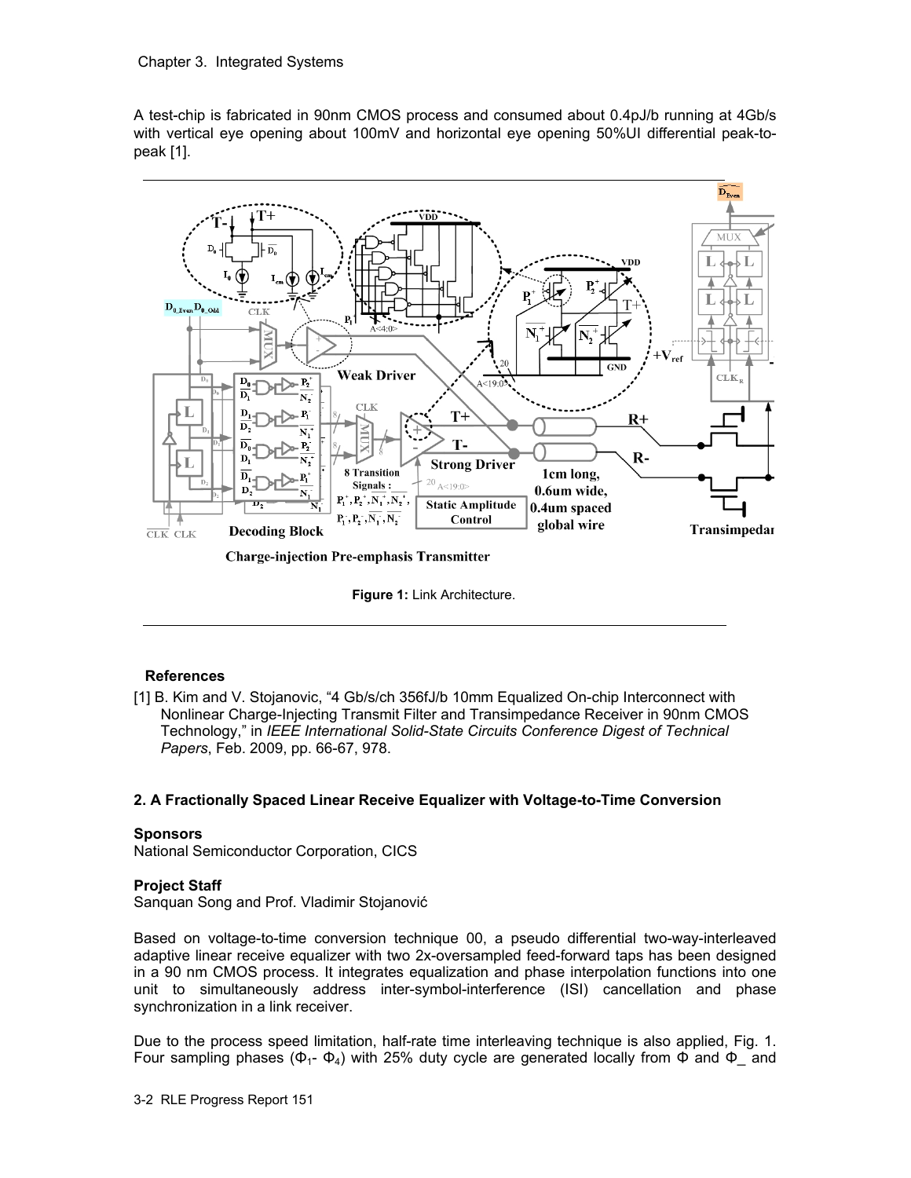A test-chip is fabricated in 90nm CMOS process and consumed about 0.4pJ/b running at 4Gb/s with vertical eye opening about 100mV and horizontal eye opening 50%UI differential peak-to-peak [1].

**Figure 1:** Link Architecture.

### References

[1] B. Kim and V. Stojanovic, “4 Gb/s/ch 356fJ/b 10mm Equalized On-chip Interconnect with Nonlinear Charge-Injecting Transmit Filter and Transimpedance Receiver in 90nm CMOS Technology,” in *IEEE International Solid-State Circuits Conference Digest of Technical Papers*, Feb. 2009, pp. 66-67, 978.

## 2. A Fractionally Spaced Linear Receive Equalizer with Voltage-to-Time Conversion

**Sponsors**

National Semiconductor Corporation, CICS

**Project Staff**

Sanquan Song and Prof. Vladimir Stojanović

Based on voltage-to-time conversion technique 00, a pseudo differential two-way-interleaved adaptive linear receive equalizer with two 2x-oversampled feed-forward taps has been designed in a 90 nm CMOS process. It integrates equalization and phase interpolation functions into one unit to simultaneously address inter-symbol-interference (ISI) cancellation and phase synchronization in a link receiver.

Due to the process speed limitation, half-rate time interleaving technique is also applied, Fig. 1. Four sampling phases ($\Phi_1$- $\Phi_4$) with 25% duty cycle are generated locally from $\Phi$ and $\Phi$_ and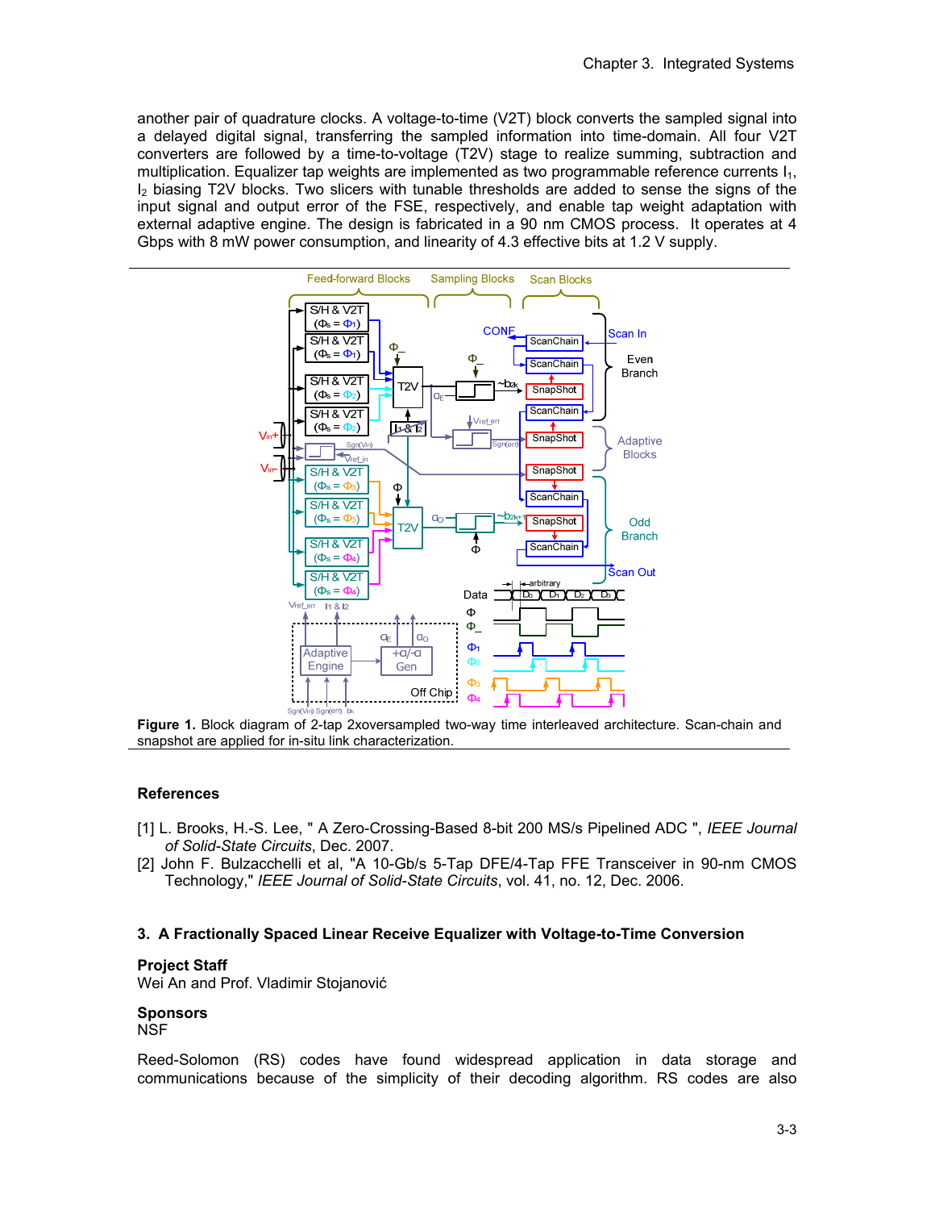another pair of quadrature clocks. A voltage-to-time (V2T) block converts the sampled signal into a delayed digital signal, transferring the sampled information into time-domain. All four V2T converters are followed by a time-to-voltage (T2V) stage to realize summing, subtraction and multiplication. Equalizer tap weights are implemented as two programmable reference currents $I_1$, $I_2$ biasing T2V blocks. Two slicers with tunable thresholds are added to sense the signs of the input signal and output error of the FSE, respectively, and enable tap weight adaptation with external adaptive engine. The design is fabricated in a 90 nm CMOS process. It operates at 4 Gbps with 8 mW power consumption, and linearity of 4.3 effective bits at 1.2 V supply.

**Figure 1.** Block diagram of 2-tap 2xoversampled two-way time interleaved architecture. Scan-chain and snapshot are applied for in-situ link characterization.

## References

[1] L. Brooks, H.-S. Lee, " A Zero-Crossing-Based 8-bit 200 MS/s Pipelined ADC ", *IEEE Journal of Solid-State Circuits*, Dec. 2007.

[2] John F. Bulzacchelli et al, "A 10-Gb/s 5-Tap DFE/4-Tap FFE Transceiver in 90-nm CMOS Technology," *IEEE Journal of Solid-State Circuits*, vol. 41, no. 12, Dec. 2006.

## 3. A Fractionally Spaced Linear Receive Equalizer with Voltage-to-Time Conversion

**Project Staff**

Wei An and Prof. Vladimir Stojanović

**Sponsors**

NSF

Reed-Solomon (RS) codes have found widespread application in data storage and communications because of the simplicity of their decoding algorithm. RS codes are also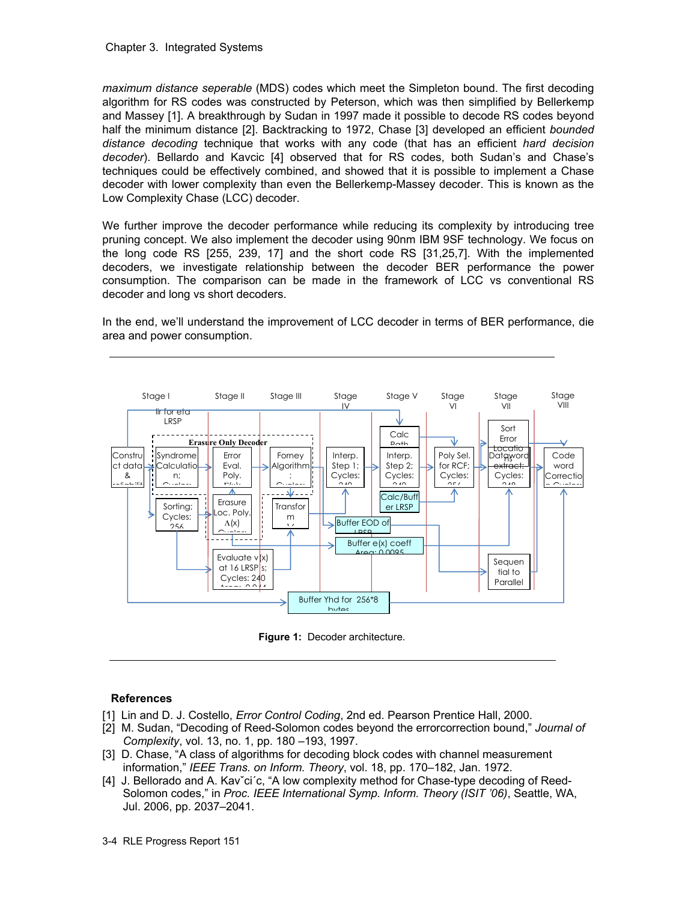*maximum distance seperable* (MDS) codes which meet the Simpleton bound. The first decoding algorithm for RS codes was constructed by Peterson, which was then simplified by Bellerkemp and Massey [1]. A breakthrough by Sudan in 1997 made it possible to decode RS codes beyond half the minimum distance [2]. Backtracking to 1972, Chase [3] developed an efficient *bounded distance decoding* technique that works with any code (that has an efficient *hard decision decoder*). Bellardo and Kavcic [4] observed that for RS codes, both Sudan's and Chase's techniques could be effectively combined, and showed that it is possible to implement a Chase decoder with lower complexity than even the Bellerkemp-Massey decoder. This is known as the Low Complexity Chase (LCC) decoder.

We further improve the decoder performance while reducing its complexity by introducing tree pruning concept. We also implement the decoder using 90nm IBM 9SF technology. We focus on the long code RS [255, 239, 17] and the short code RS [31,25,7]. With the implemented decoders, we investigate relationship between the decoder BER performance the power consumption. The comparison can be made in the framework of LCC vs conventional RS decoder and long vs short decoders.

In the end, we'll understand the improvement of LCC decoder in terms of BER performance, die area and power consumption.

**Figure 1:** Decoder architecture.

## References

[1] Lin and D. J. Costello, *Error Control Coding*, 2nd ed. Pearson Prentice Hall, 2000.
[2] M. Sudan, "Decoding of Reed-Solomon codes beyond the errorcorrection bound," *Journal of Complexity*, vol. 13, no. 1, pp. 180 –193, 1997.
[3] D. Chase, "A class of algorithms for decoding block codes with channel measurement information," *IEEE Trans. on Inform. Theory*, vol. 18, pp. 170–182, Jan. 1972.
[4] J. Bellorado and A. Kavˇci´c, "A low complexity method for Chase-type decoding of Reed-Solomon codes," in *Proc. IEEE International Symp. Inform. Theory (ISIT '06)*, Seattle, WA, Jul. 2006, pp. 2037–2041.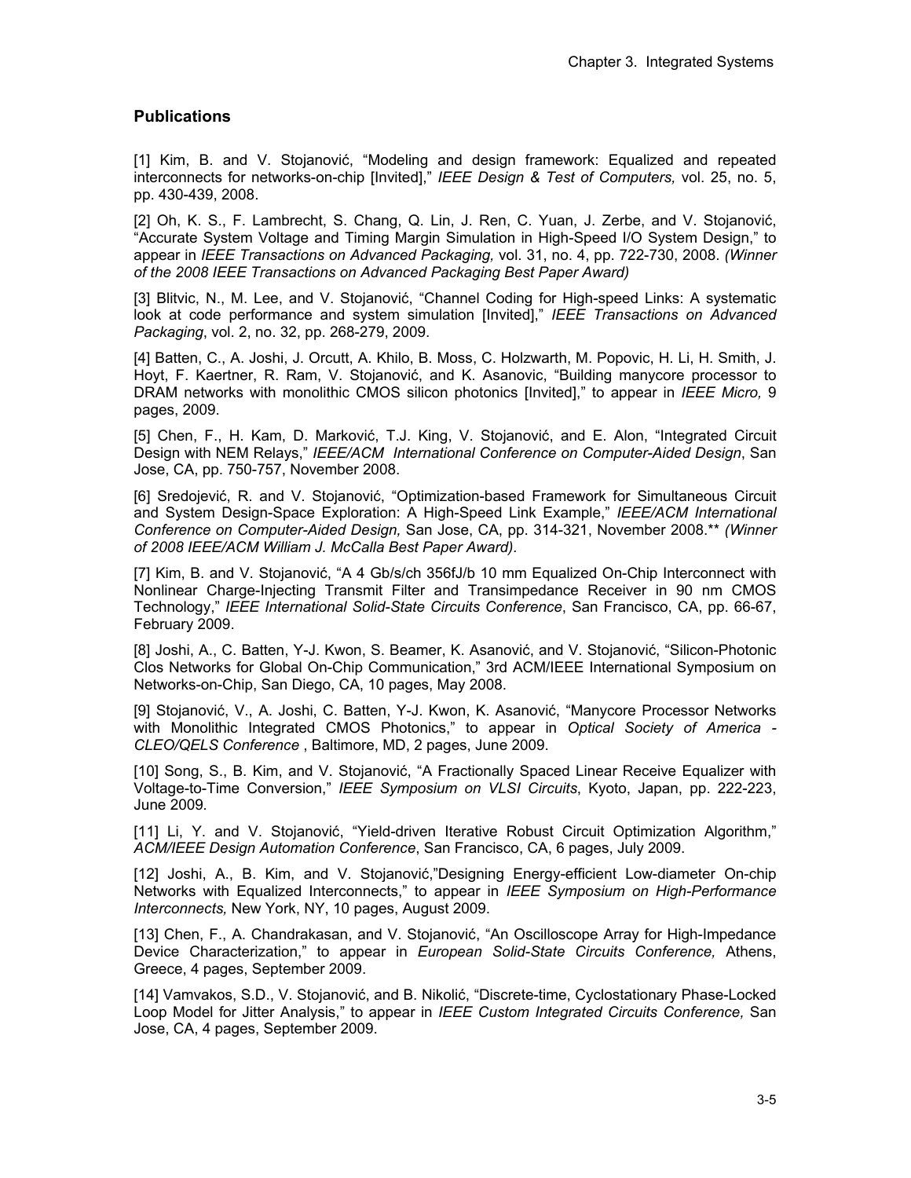## Publications

[1] Kim, B. and V. Stojanović, “Modeling and design framework: Equalized and repeated interconnects for networks-on-chip [Invited],” *IEEE Design & Test of Computers,* vol. 25, no. 5, pp. 430-439, 2008.

[2] Oh, K. S., F. Lambrecht, S. Chang, Q. Lin, J. Ren, C. Yuan, J. Zerbe, and V. Stojanović, “Accurate System Voltage and Timing Margin Simulation in High-Speed I/O System Design,” to appear in *IEEE Transactions on Advanced Packaging,* vol. 31, no. 4, pp. 722-730, 2008. *(Winner of the 2008 IEEE Transactions on Advanced Packaging Best Paper Award)*

[3] Blitvic, N., M. Lee, and V. Stojanović, “Channel Coding for High-speed Links: A systematic look at code performance and system simulation [Invited],” *IEEE Transactions on Advanced Packaging*, vol. 2, no. 32, pp. 268-279, 2009.

[4] Batten, C., A. Joshi, J. Orcutt, A. Khilo, B. Moss, C. Holzwarth, M. Popovic, H. Li, H. Smith, J. Hoyt, F. Kaertner, R. Ram, V. Stojanović, and K. Asanovic, “Building manycore processor to DRAM networks with monolithic CMOS silicon photonics [Invited],” to appear in *IEEE Micro,* 9 pages, 2009.

[5] Chen, F., H. Kam, D. Marković, T.J. King, V. Stojanović, and E. Alon, “Integrated Circuit Design with NEM Relays,” *IEEE/ACM International Conference on Computer-Aided Design*, San Jose, CA, pp. 750-757, November 2008.

[6] Sredojević, R. and V. Stojanović, “Optimization-based Framework for Simultaneous Circuit and System Design-Space Exploration: A High-Speed Link Example,” *IEEE/ACM International Conference on Computer-Aided Design,* San Jose, CA, pp. 314-321, November 2008.** *(Winner of 2008 IEEE/ACM William J. McCalla Best Paper Award).*

[7] Kim, B. and V. Stojanović, “A 4 Gb/s/ch 356fJ/b 10 mm Equalized On-Chip Interconnect with Nonlinear Charge-Injecting Transmit Filter and Transimpedance Receiver in 90 nm CMOS Technology,” *IEEE International Solid-State Circuits Conference*, San Francisco, CA, pp. 66-67, February 2009.

[8] Joshi, A., C. Batten, Y-J. Kwon, S. Beamer, K. Asanović, and V. Stojanović, “Silicon-Photonic Clos Networks for Global On-Chip Communication,” 3rd ACM/IEEE International Symposium on Networks-on-Chip, San Diego, CA, 10 pages, May 2008.

[9] Stojanović, V., A. Joshi, C. Batten, Y-J. Kwon, K. Asanović, “Manycore Processor Networks with Monolithic Integrated CMOS Photonics,” to appear in *Optical Society of America - CLEO/QELS Conference* , Baltimore, MD, 2 pages, June 2009.

[10] Song, S., B. Kim, and V. Stojanović, “A Fractionally Spaced Linear Receive Equalizer with Voltage-to-Time Conversion,” *IEEE Symposium on VLSI Circuits*, Kyoto, Japan, pp. 222-223, June 2009.

[11] Li, Y. and V. Stojanović, “Yield-driven Iterative Robust Circuit Optimization Algorithm,” *ACM/IEEE Design Automation Conference*, San Francisco, CA, 6 pages, July 2009.

[12] Joshi, A., B. Kim, and V. Stojanović,”Designing Energy-efficient Low-diameter On-chip Networks with Equalized Interconnects,” to appear in *IEEE Symposium on High-Performance Interconnects,* New York, NY, 10 pages, August 2009.

[13] Chen, F., A. Chandrakasan, and V. Stojanović, “An Oscilloscope Array for High-Impedance Device Characterization,” to appear in *European Solid-State Circuits Conference,* Athens, Greece, 4 pages, September 2009.

[14] Vamvakos, S.D., V. Stojanović, and B. Nikolić, “Discrete-time, Cyclostationary Phase-Locked Loop Model for Jitter Analysis,” to appear in *IEEE Custom Integrated Circuits Conference,* San Jose, CA, 4 pages, September 2009.